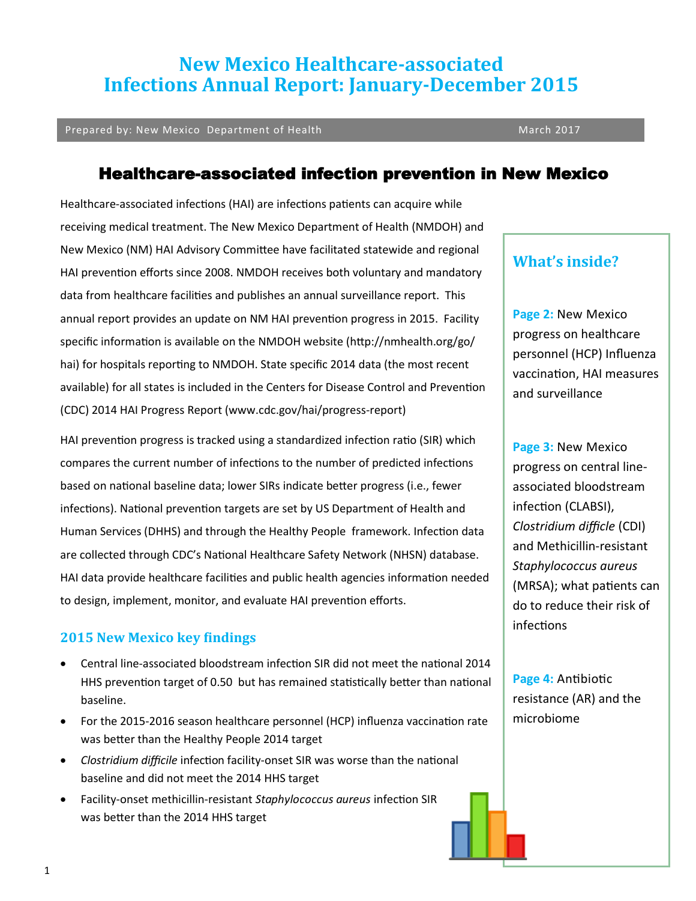# New Mexico Healthcare-associated Infections Annual Report: January-December 2015

Prepared by: New Mexico Department of Health — March 2017

## Healthcare-associated infection prevention in New Mexico

Healthcare-associated infections (HAI) are infections patients can acquire while receiving medical treatment. The New Mexico Department of Health (NMDOH) and New Mexico (NM) HAI Advisory Committee have facilitated statewide and regional HAI prevention efforts since 2008. NMDOH receives both voluntary and mandatory data from healthcare facilities and publishes an annual surveillance report. This annual report provides an update on NM HAI prevention progress in 2015. Facility specific information is available on the NMDOH website (http://nmhealth.org/go/hai) for hospitals reporting to NMDOH. State specific 2014 data (the most recent available) for all states is included in the Centers for Disease Control and Prevention (CDC) 2014 HAI Progress Report (www.cdc.gov/hai/progress-report)

HAI prevention progress is tracked using a standardized infection ratio (SIR) which compares the current number of infections to the number of predicted infections based on national baseline data; lower SIRs indicate better progress (i.e., fewer infections). National prevention targets are set by US Department of Health and Human Services (DHHS) and through the Healthy People framework. Infection data are collected through CDC's National Healthcare Safety Network (NHSN) database. HAI data provide healthcare facilities and public health agencies information needed to design, implement, monitor, and evaluate HAI prevention efforts.

### 2015 New Mexico key findings

- Central line-associated bloodstream infection SIR did not meet the national 2014 HHS prevention target of 0.50 but has remained statistically better than national baseline.
- For the 2015-2016 season healthcare personnel (HCP) influenza vaccination rate was better than the Healthy People 2014 target
- *Clostridium difficile* infection facility-onset SIR was worse than the national baseline and did not meet the 2014 HHS target
- Facility-onset methicillin-resistant *Staphylococcus aureus* infection SIR was better than the 2014 HHS target

### What's inside?

**Page 2:** New Mexico progress on healthcare personnel (HCP) Influenza vaccination, HAI measures and surveillance

**Page 3:** New Mexico progress on central line-associated bloodstream infection (CLABSI), *Clostridium difficile* (CDI) and Methicillin-resistant *Staphylococcus aureus* (MRSA); what patients can do to reduce their risk of infections

**Page 4:** Antibiotic resistance (AR) and the microbiome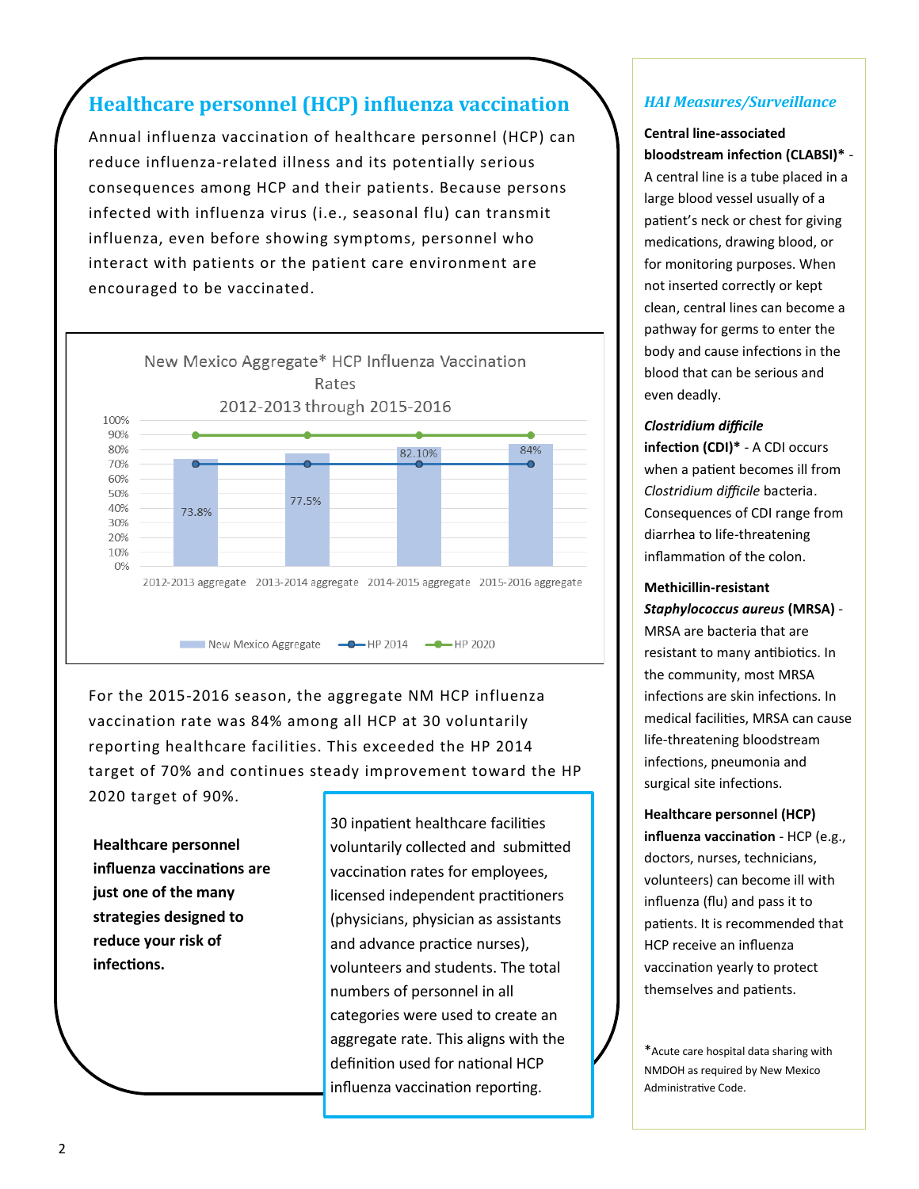## Healthcare personnel (HCP) influenza vaccination

Annual influenza vaccination of healthcare personnel (HCP) can reduce influenza-related illness and its potentially serious consequences among HCP and their patients. Because persons infected with influenza virus (i.e., seasonal flu) can transmit influenza, even before showing symptoms, personnel who interact with patients or the patient care environment are encouraged to be vaccinated.

**New Mexico Aggregate* HCP Influenza Vaccination Rates 2012-2013 through 2015-2016**

| Season | New Mexico Aggregate | HP 2014 | HP 2020 |
|---|---|---|---|
| 2012-2013 aggregate | 73.8% | 70% | 90% |
| 2013-2014 aggregate | 77.5% | 70% | 90% |
| 2014-2015 aggregate | 82.10% | 70% | 90% |
| 2015-2016 aggregate | 84% | 70% | 90% |

For the 2015-2016 season, the aggregate NM HCP influenza vaccination rate was 84% among all HCP at 30 voluntarily reporting healthcare facilities. This exceeded the HP 2014 target of 70% and continues steady improvement toward the HP 2020 target of 90%.

**Healthcare personnel influenza vaccinations are just one of the many strategies designed to reduce your risk of infections.**

30 inpatient healthcare facilities voluntarily collected and submitted vaccination rates for employees, licensed independent practitioners (physicians, physician as assistants and advance practice nurses), volunteers and students. The total numbers of personnel in all categories were used to create an aggregate rate. This aligns with the definition used for national HCP influenza vaccination reporting.

### *HAI Measures/Surveillance*

**Central line-associated bloodstream infection (CLABSI)*** - A central line is a tube placed in a large blood vessel usually of a patient's neck or chest for giving medications, drawing blood, or for monitoring purposes. When not inserted correctly or kept clean, central lines can become a pathway for germs to enter the body and cause infections in the blood that can be serious and even deadly.

***Clostridium difficile* infection (CDI)*** - A CDI occurs when a patient becomes ill from *Clostridium difficile* bacteria. Consequences of CDI range from diarrhea to life-threatening inflammation of the colon.

**Methicillin-resistant *Staphylococcus aureus* (MRSA)** - MRSA are bacteria that are resistant to many antibiotics. In the community, most MRSA infections are skin infections. In medical facilities, MRSA can cause life-threatening bloodstream infections, pneumonia and surgical site infections.

**Healthcare personnel (HCP) influenza vaccination** - HCP (e.g., doctors, nurses, technicians, volunteers) can become ill with influenza (flu) and pass it to patients. It is recommended that HCP receive an influenza vaccination yearly to protect themselves and patients.

*Acute care hospital data sharing with NMDOH as required by New Mexico Administrative Code.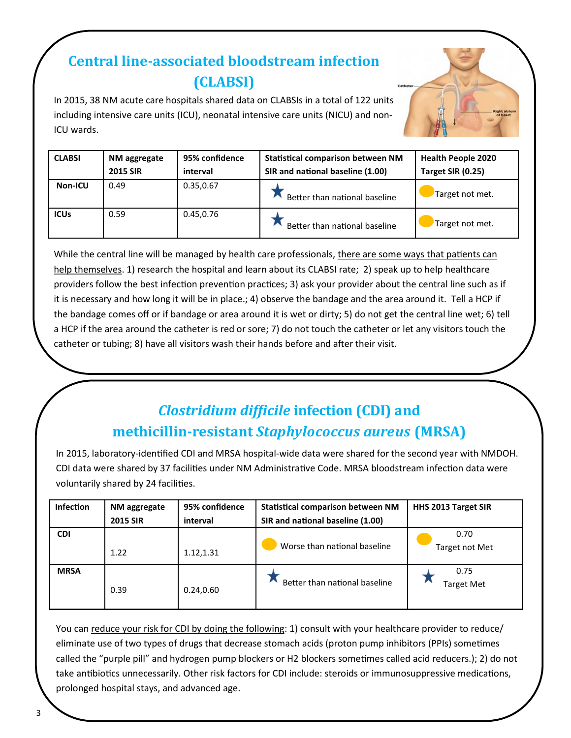## Central line-associated bloodstream infection (CLABSI)

In 2015, 38 NM acute care hospitals shared data on CLABSIs in a total of 122 units including intensive care units (ICU), neonatal intensive care units (NICU) and non-ICU wards.

| CLABSI | NM aggregate 2015 SIR | 95% confidence interval | Statistical comparison between NM SIR and national baseline (1.00) | Health People 2020 Target SIR (0.25) |
|---|---|---|---|---|
| Non-ICU | 0.49 | 0.35,0.67 | ★ Better than national baseline | ● Target not met. |
| ICUs | 0.59 | 0.45,0.76 | ★ Better than national baseline | ● Target not met. |

While the central line will be managed by health care professionals, there are some ways that patients can help themselves. 1) research the hospital and learn about its CLABSI rate; 2) speak up to help healthcare providers follow the best infection prevention practices; 3) ask your provider about the central line such as if it is necessary and how long it will be in place.; 4) observe the bandage and the area around it. Tell a HCP if the bandage comes off or if bandage or area around it is wet or dirty; 5) do not get the central line wet; 6) tell a HCP if the area around the catheter is red or sore; 7) do not touch the catheter or let any visitors touch the catheter or tubing; 8) have all visitors wash their hands before and after their visit.

## *Clostridium difficile* infection (CDI) and methicillin-resistant *Staphylococcus aureus* (MRSA)

In 2015, laboratory-identified CDI and MRSA hospital-wide data were shared for the second year with NMDOH. CDI data were shared by 37 facilities under NM Administrative Code. MRSA bloodstream infection data were voluntarily shared by 24 facilities.

| Infection | NM aggregate 2015 SIR | 95% confidence interval | Statistical comparison between NM SIR and national baseline (1.00) | HHS 2013 Target SIR |
|---|---|---|---|---|
| CDI | 1.22 | 1.12,1.31 | ● Worse than national baseline | ● 0.70 Target not Met |
| MRSA | 0.39 | 0.24,0.60 | ★ Better than national baseline | ★ 0.75 Target Met |

You can reduce your risk for CDI by doing the following: 1) consult with your healthcare provider to reduce/ eliminate use of two types of drugs that decrease stomach acids (proton pump inhibitors (PPIs) sometimes called the "purple pill" and hydrogen pump blockers or H2 blockers sometimes called acid reducers.); 2) do not take antibiotics unnecessarily. Other risk factors for CDI include: steroids or immunosuppressive medications, prolonged hospital stays, and advanced age.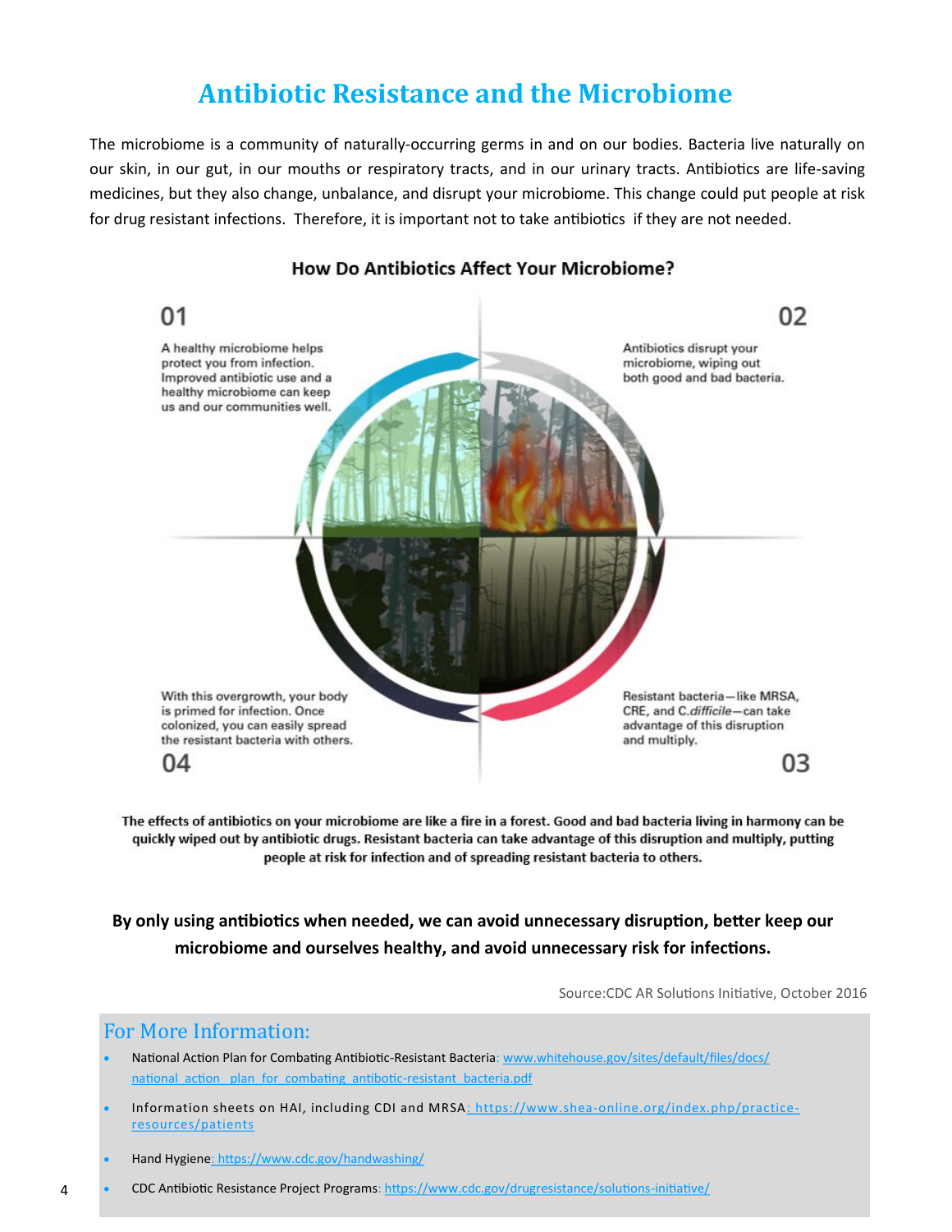# Antibiotic Resistance and the Microbiome

The microbiome is a community of naturally-occurring germs in and on our bodies. Bacteria live naturally on our skin, in our gut, in our mouths or respiratory tracts, and in our urinary tracts. Antibiotics are life-saving medicines, but they also change, unbalance, and disrupt your microbiome. This change could put people at risk for drug resistant infections. Therefore, it is important not to take antibiotics if they are not needed.

**How Do Antibiotics Affect Your Microbiome?**

01

A healthy microbiome helps protect you from infection. Improved antibiotic use and a healthy microbiome can keep us and our communities well.

02

Antibiotics disrupt your microbiome, wiping out both good and bad bacteria.

03

Resistant bacteria—like MRSA, CRE, and *C.difficile*—can take advantage of this disruption and multiply.

04

With this overgrowth, your body is primed for infection. Once colonized, you can easily spread the resistant bacteria with others.

**The effects of antibiotics on your microbiome are like a fire in a forest. Good and bad bacteria living in harmony can be quickly wiped out by antibiotic drugs. Resistant bacteria can take advantage of this disruption and multiply, putting people at risk for infection and of spreading resistant bacteria to others.**

**By only using antibiotics when needed, we can avoid unnecessary disruption, better keep our microbiome and ourselves healthy, and avoid unnecessary risk for infections.**

Source:CDC AR Solutions Initiative, October 2016

## For More Information:

- National Action Plan for Combating Antibiotic-Resistant Bacteria: www.whitehouse.gov/sites/default/files/docs/national_action_plan_for_combating_antibotic-resistant_bacteria.pdf
- Information sheets on HAI, including CDI and MRSA: https://www.shea-online.org/index.php/practice-resources/patients
- Hand Hygiene: https://www.cdc.gov/handwashing/
- CDC Antibiotic Resistance Project Programs: https://www.cdc.gov/drugresistance/solutions-initiative/